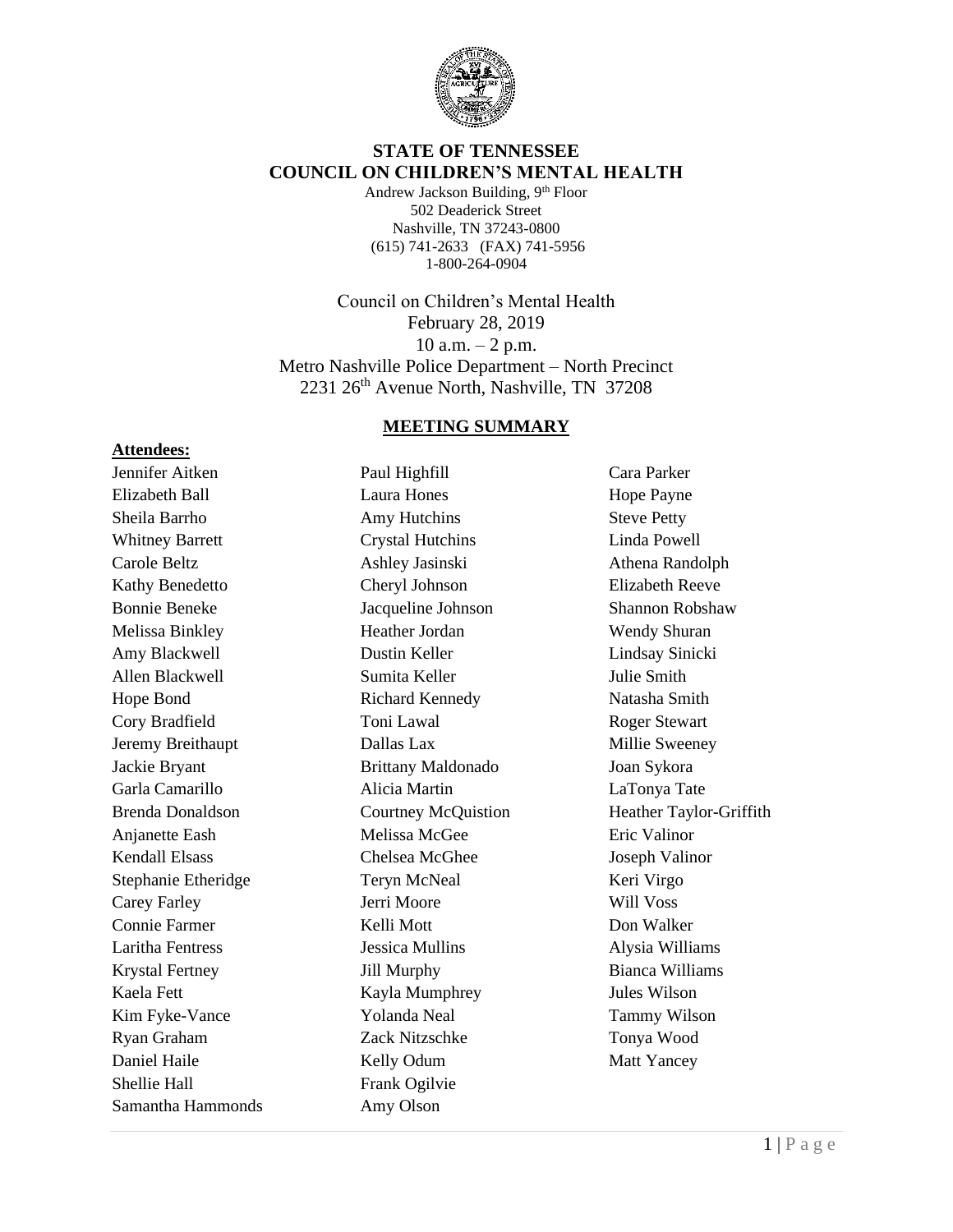# STATE OF TENNESSEE
# COUNCIL ON CHILDREN'S MENTAL HEALTH

Andrew Jackson Building, 9th Floor
502 Deaderick Street
Nashville, TN 37243-0800
(615) 741-2633 (FAX) 741-5956
1-800-264-0904

Council on Children's Mental Health
February 28, 2019
10 a.m. – 2 p.m.
Metro Nashville Police Department – North Precinct
2231 26th Avenue North, Nashville, TN 37208

## MEETING SUMMARY

**Attendees:**

Jennifer Aitken
Elizabeth Ball
Sheila Barrho
Whitney Barrett
Carole Beltz
Kathy Benedetto
Bonnie Beneke
Melissa Binkley
Amy Blackwell
Allen Blackwell
Hope Bond
Cory Bradfield
Jeremy Breithaupt
Jackie Bryant
Garla Camarillo
Brenda Donaldson
Anjanette Eash
Kendall Elsass
Stephanie Etheridge
Carey Farley
Connie Farmer
Laritha Fentress
Krystal Fertney
Kaela Fett
Kim Fyke-Vance
Ryan Graham
Daniel Haile
Shellie Hall
Samantha Hammonds
Paul Highfill
Laura Hones
Amy Hutchins
Crystal Hutchins
Ashley Jasinski
Cheryl Johnson
Jacqueline Johnson
Heather Jordan
Dustin Keller
Sumita Keller
Richard Kennedy
Toni Lawal
Dallas Lax
Brittany Maldonado
Alicia Martin
Courtney McQuistion
Melissa McGee
Chelsea McGhee
Teryn McNeal
Jerri Moore
Kelli Mott
Jessica Mullins
Jill Murphy
Kayla Mumphrey
Yolanda Neal
Zack Nitzschke
Kelly Odum
Frank Ogilvie
Amy Olson
Cara Parker
Hope Payne
Steve Petty
Linda Powell
Athena Randolph
Elizabeth Reeve
Shannon Robshaw
Wendy Shuran
Lindsay Sinicki
Julie Smith
Natasha Smith
Roger Stewart
Millie Sweeney
Joan Sykora
LaTonya Tate
Heather Taylor-Griffith
Eric Valinor
Joseph Valinor
Keri Virgo
Will Voss
Don Walker
Alysia Williams
Bianca Williams
Jules Wilson
Tammy Wilson
Tonya Wood
Matt Yancey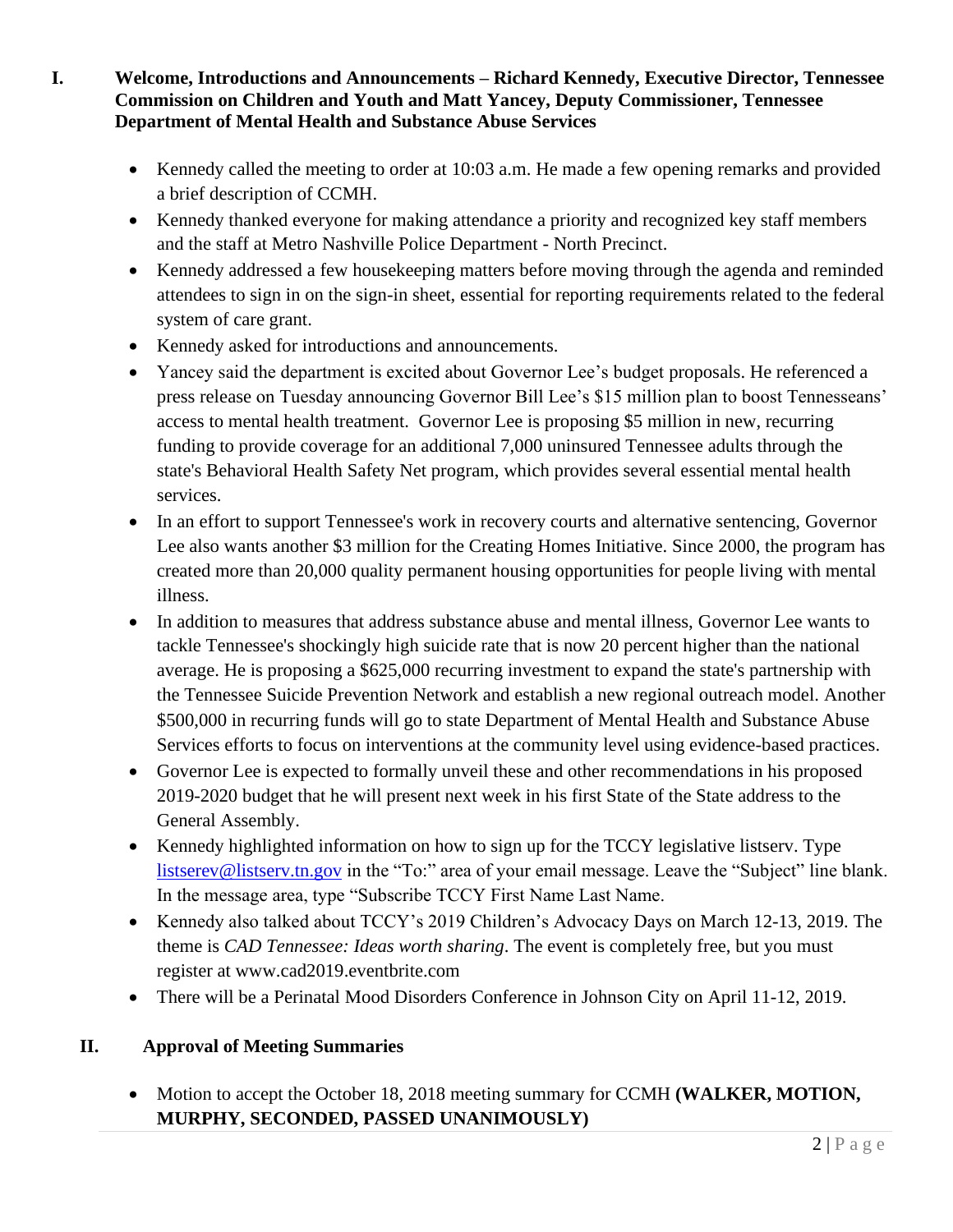## I. Welcome, Introductions and Announcements – Richard Kennedy, Executive Director, Tennessee Commission on Children and Youth and Matt Yancey, Deputy Commissioner, Tennessee Department of Mental Health and Substance Abuse Services

- Kennedy called the meeting to order at 10:03 a.m. He made a few opening remarks and provided a brief description of CCMH.
- Kennedy thanked everyone for making attendance a priority and recognized key staff members and the staff at Metro Nashville Police Department - North Precinct.
- Kennedy addressed a few housekeeping matters before moving through the agenda and reminded attendees to sign in on the sign-in sheet, essential for reporting requirements related to the federal system of care grant.
- Kennedy asked for introductions and announcements.
- Yancey said the department is excited about Governor Lee's budget proposals. He referenced a press release on Tuesday announcing Governor Bill Lee's $15 million plan to boost Tennesseans' access to mental health treatment. Governor Lee is proposing $5 million in new, recurring funding to provide coverage for an additional 7,000 uninsured Tennessee adults through the state's Behavioral Health Safety Net program, which provides several essential mental health services.
- In an effort to support Tennessee's work in recovery courts and alternative sentencing, Governor Lee also wants another $3 million for the Creating Homes Initiative. Since 2000, the program has created more than 20,000 quality permanent housing opportunities for people living with mental illness.
- In addition to measures that address substance abuse and mental illness, Governor Lee wants to tackle Tennessee's shockingly high suicide rate that is now 20 percent higher than the national average. He is proposing a $625,000 recurring investment to expand the state's partnership with the Tennessee Suicide Prevention Network and establish a new regional outreach model. Another $500,000 in recurring funds will go to state Department of Mental Health and Substance Abuse Services efforts to focus on interventions at the community level using evidence-based practices.
- Governor Lee is expected to formally unveil these and other recommendations in his proposed 2019-2020 budget that he will present next week in his first State of the State address to the General Assembly.
- Kennedy highlighted information on how to sign up for the TCCY legislative listserv. Type listserev@listserv.tn.gov in the "To:" area of your email message. Leave the "Subject" line blank. In the message area, type "Subscribe TCCY First Name Last Name.
- Kennedy also talked about TCCY's 2019 Children's Advocacy Days on March 12-13, 2019. The theme is *CAD Tennessee: Ideas worth sharing*. The event is completely free, but you must register at www.cad2019.eventbrite.com
- There will be a Perinatal Mood Disorders Conference in Johnson City on April 11-12, 2019.

## II. Approval of Meeting Summaries

- Motion to accept the October 18, 2018 meeting summary for CCMH **(WALKER, MOTION, MURPHY, SECONDED, PASSED UNANIMOUSLY)**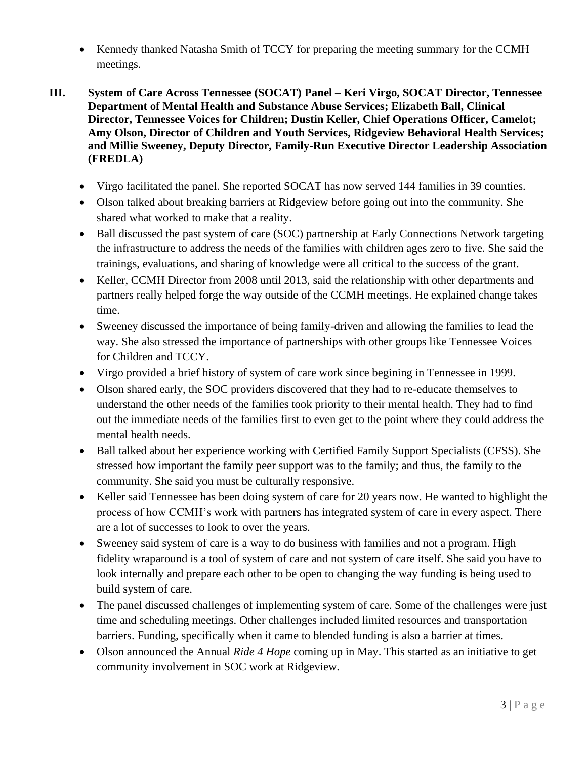- Kennedy thanked Natasha Smith of TCCY for preparing the meeting summary for the CCMH meetings.

## III. System of Care Across Tennessee (SOCAT) Panel – Keri Virgo, SOCAT Director, Tennessee Department of Mental Health and Substance Abuse Services; Elizabeth Ball, Clinical Director, Tennessee Voices for Children; Dustin Keller, Chief Operations Officer, Camelot; Amy Olson, Director of Children and Youth Services, Ridgeview Behavioral Health Services; and Millie Sweeney, Deputy Director, Family-Run Executive Director Leadership Association (FREDLA)

- Virgo facilitated the panel. She reported SOCAT has now served 144 families in 39 counties.
- Olson talked about breaking barriers at Ridgeview before going out into the community. She shared what worked to make that a reality.
- Ball discussed the past system of care (SOC) partnership at Early Connections Network targeting the infrastructure to address the needs of the families with children ages zero to five. She said the trainings, evaluations, and sharing of knowledge were all critical to the success of the grant.
- Keller, CCMH Director from 2008 until 2013, said the relationship with other departments and partners really helped forge the way outside of the CCMH meetings. He explained change takes time.
- Sweeney discussed the importance of being family-driven and allowing the families to lead the way. She also stressed the importance of partnerships with other groups like Tennessee Voices for Children and TCCY.
- Virgo provided a brief history of system of care work since begining in Tennessee in 1999.
- Olson shared early, the SOC providers discovered that they had to re-educate themselves to understand the other needs of the families took priority to their mental health. They had to find out the immediate needs of the families first to even get to the point where they could address the mental health needs.
- Ball talked about her experience working with Certified Family Support Specialists (CFSS). She stressed how important the family peer support was to the family; and thus, the family to the community. She said you must be culturally responsive.
- Keller said Tennessee has been doing system of care for 20 years now. He wanted to highlight the process of how CCMH's work with partners has integrated system of care in every aspect. There are a lot of successes to look to over the years.
- Sweeney said system of care is a way to do business with families and not a program. High fidelity wraparound is a tool of system of care and not system of care itself. She said you have to look internally and prepare each other to be open to changing the way funding is being used to build system of care.
- The panel discussed challenges of implementing system of care. Some of the challenges were just time and scheduling meetings. Other challenges included limited resources and transportation barriers. Funding, specifically when it came to blended funding is also a barrier at times.
- Olson announced the Annual *Ride 4 Hope* coming up in May. This started as an initiative to get community involvement in SOC work at Ridgeview.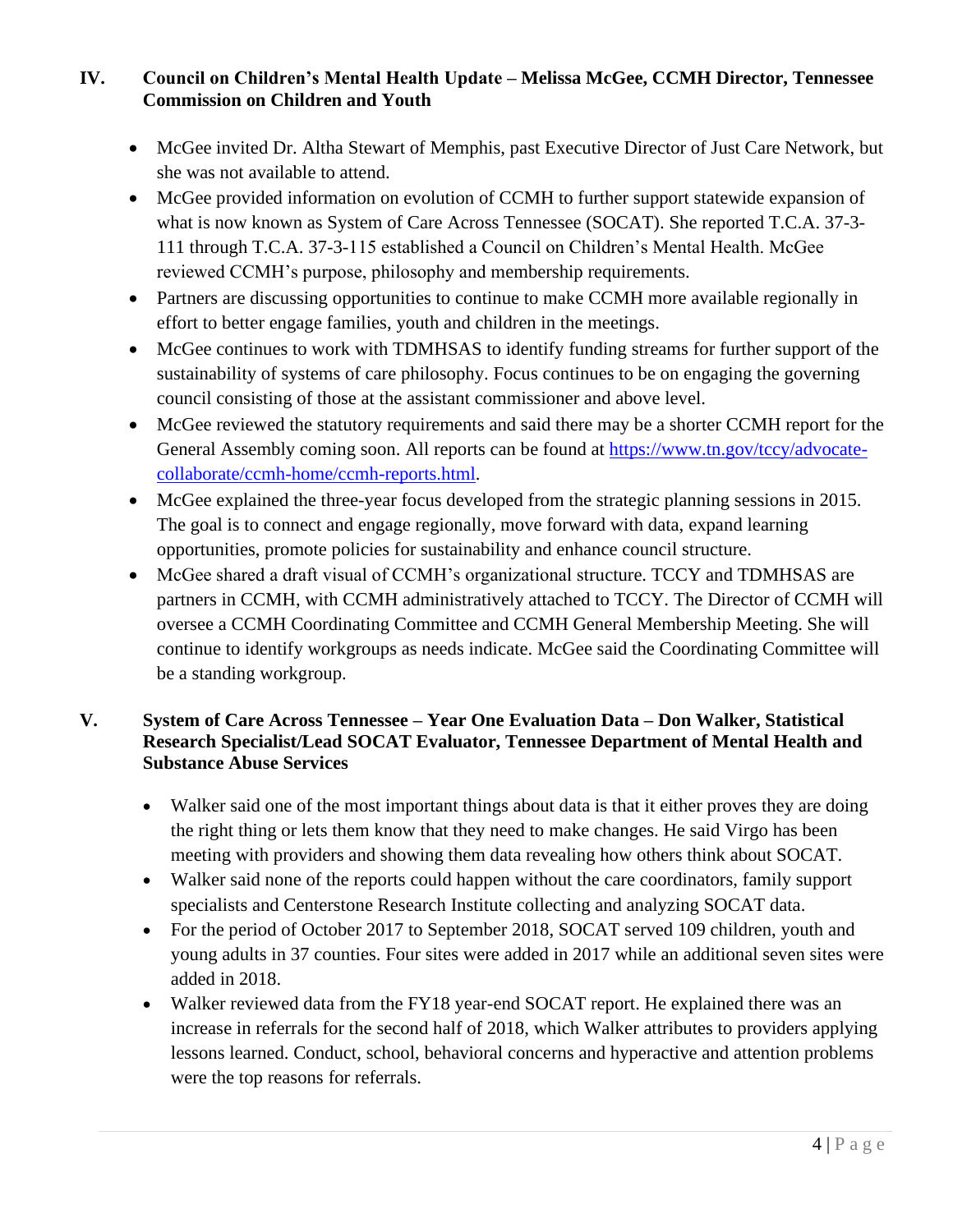## IV. Council on Children's Mental Health Update – Melissa McGee, CCMH Director, Tennessee Commission on Children and Youth

- McGee invited Dr. Altha Stewart of Memphis, past Executive Director of Just Care Network, but she was not available to attend.
- McGee provided information on evolution of CCMH to further support statewide expansion of what is now known as System of Care Across Tennessee (SOCAT). She reported T.C.A. 37-3-111 through T.C.A. 37-3-115 established a Council on Children's Mental Health. McGee reviewed CCMH's purpose, philosophy and membership requirements.
- Partners are discussing opportunities to continue to make CCMH more available regionally in effort to better engage families, youth and children in the meetings.
- McGee continues to work with TDMHSAS to identify funding streams for further support of the sustainability of systems of care philosophy. Focus continues to be on engaging the governing council consisting of those at the assistant commissioner and above level.
- McGee reviewed the statutory requirements and said there may be a shorter CCMH report for the General Assembly coming soon. All reports can be found at [https://www.tn.gov/tccy/advocate-collaborate/ccmh-home/ccmh-reports.html](https://www.tn.gov/tccy/advocate-collaborate/ccmh-home/ccmh-reports.html).
- McGee explained the three-year focus developed from the strategic planning sessions in 2015. The goal is to connect and engage regionally, move forward with data, expand learning opportunities, promote policies for sustainability and enhance council structure.
- McGee shared a draft visual of CCMH's organizational structure. TCCY and TDMHSAS are partners in CCMH, with CCMH administratively attached to TCCY. The Director of CCMH will oversee a CCMH Coordinating Committee and CCMH General Membership Meeting. She will continue to identify workgroups as needs indicate. McGee said the Coordinating Committee will be a standing workgroup.

## V. System of Care Across Tennessee – Year One Evaluation Data – Don Walker, Statistical Research Specialist/Lead SOCAT Evaluator, Tennessee Department of Mental Health and Substance Abuse Services

- Walker said one of the most important things about data is that it either proves they are doing the right thing or lets them know that they need to make changes. He said Virgo has been meeting with providers and showing them data revealing how others think about SOCAT.
- Walker said none of the reports could happen without the care coordinators, family support specialists and Centerstone Research Institute collecting and analyzing SOCAT data.
- For the period of October 2017 to September 2018, SOCAT served 109 children, youth and young adults in 37 counties. Four sites were added in 2017 while an additional seven sites were added in 2018.
- Walker reviewed data from the FY18 year-end SOCAT report. He explained there was an increase in referrals for the second half of 2018, which Walker attributes to providers applying lessons learned. Conduct, school, behavioral concerns and hyperactive and attention problems were the top reasons for referrals.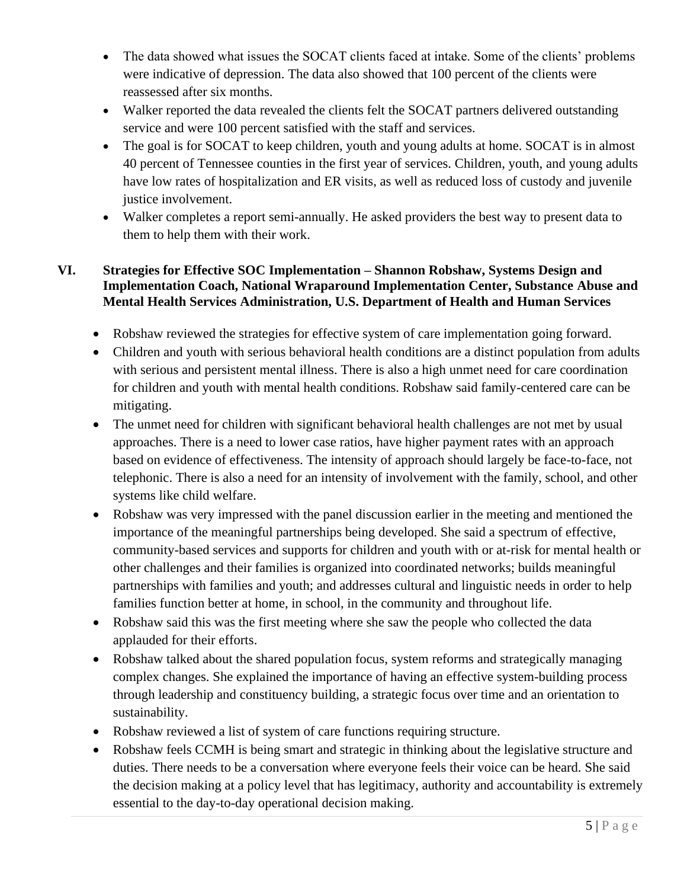- The data showed what issues the SOCAT clients faced at intake. Some of the clients' problems were indicative of depression. The data also showed that 100 percent of the clients were reassessed after six months.
- Walker reported the data revealed the clients felt the SOCAT partners delivered outstanding service and were 100 percent satisfied with the staff and services.
- The goal is for SOCAT to keep children, youth and young adults at home. SOCAT is in almost 40 percent of Tennessee counties in the first year of services. Children, youth, and young adults have low rates of hospitalization and ER visits, as well as reduced loss of custody and juvenile justice involvement.
- Walker completes a report semi-annually. He asked providers the best way to present data to them to help them with their work.

## VI. Strategies for Effective SOC Implementation – Shannon Robshaw, Systems Design and Implementation Coach, National Wraparound Implementation Center, Substance Abuse and Mental Health Services Administration, U.S. Department of Health and Human Services

- Robshaw reviewed the strategies for effective system of care implementation going forward.
- Children and youth with serious behavioral health conditions are a distinct population from adults with serious and persistent mental illness. There is also a high unmet need for care coordination for children and youth with mental health conditions. Robshaw said family-centered care can be mitigating.
- The unmet need for children with significant behavioral health challenges are not met by usual approaches. There is a need to lower case ratios, have higher payment rates with an approach based on evidence of effectiveness. The intensity of approach should largely be face-to-face, not telephonic. There is also a need for an intensity of involvement with the family, school, and other systems like child welfare.
- Robshaw was very impressed with the panel discussion earlier in the meeting and mentioned the importance of the meaningful partnerships being developed. She said a spectrum of effective, community-based services and supports for children and youth with or at-risk for mental health or other challenges and their families is organized into coordinated networks; builds meaningful partnerships with families and youth; and addresses cultural and linguistic needs in order to help families function better at home, in school, in the community and throughout life.
- Robshaw said this was the first meeting where she saw the people who collected the data applauded for their efforts.
- Robshaw talked about the shared population focus, system reforms and strategically managing complex changes. She explained the importance of having an effective system-building process through leadership and constituency building, a strategic focus over time and an orientation to sustainability.
- Robshaw reviewed a list of system of care functions requiring structure.
- Robshaw feels CCMH is being smart and strategic in thinking about the legislative structure and duties. There needs to be a conversation where everyone feels their voice can be heard. She said the decision making at a policy level that has legitimacy, authority and accountability is extremely essential to the day-to-day operational decision making.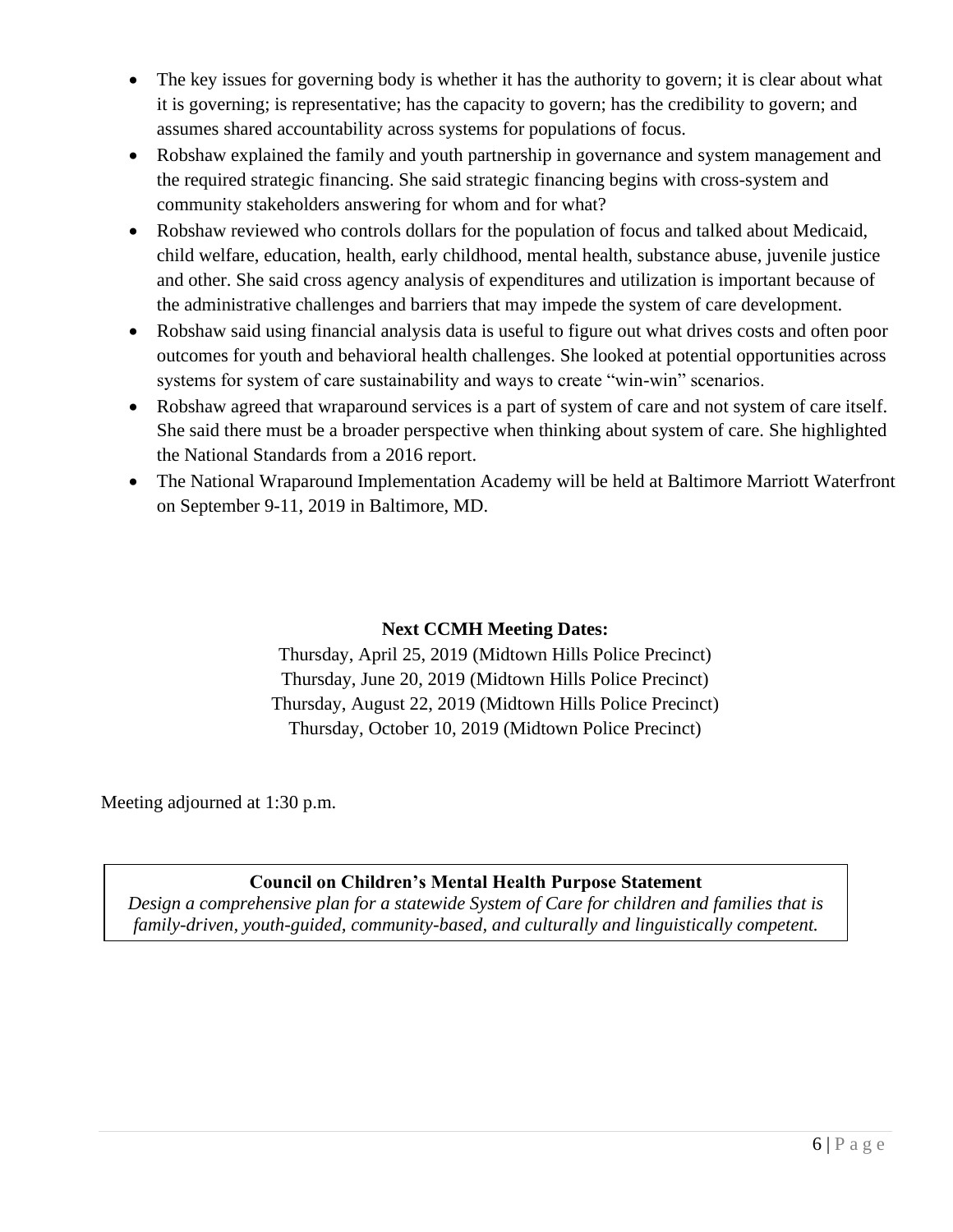- The key issues for governing body is whether it has the authority to govern; it is clear about what it is governing; is representative; has the capacity to govern; has the credibility to govern; and assumes shared accountability across systems for populations of focus.
- Robshaw explained the family and youth partnership in governance and system management and the required strategic financing. She said strategic financing begins with cross-system and community stakeholders answering for whom and for what?
- Robshaw reviewed who controls dollars for the population of focus and talked about Medicaid, child welfare, education, health, early childhood, mental health, substance abuse, juvenile justice and other. She said cross agency analysis of expenditures and utilization is important because of the administrative challenges and barriers that may impede the system of care development.
- Robshaw said using financial analysis data is useful to figure out what drives costs and often poor outcomes for youth and behavioral health challenges. She looked at potential opportunities across systems for system of care sustainability and ways to create "win-win" scenarios.
- Robshaw agreed that wraparound services is a part of system of care and not system of care itself. She said there must be a broader perspective when thinking about system of care. She highlighted the National Standards from a 2016 report.
- The National Wraparound Implementation Academy will be held at Baltimore Marriott Waterfront on September 9-11, 2019 in Baltimore, MD.

**Next CCMH Meeting Dates:**

Thursday, April 25, 2019 (Midtown Hills Police Precinct)
Thursday, June 20, 2019 (Midtown Hills Police Precinct)
Thursday, August 22, 2019 (Midtown Hills Police Precinct)
Thursday, October 10, 2019 (Midtown Police Precinct)

Meeting adjourned at 1:30 p.m.

**Council on Children's Mental Health Purpose Statement**

*Design a comprehensive plan for a statewide System of Care for children and families that is family-driven, youth-guided, community-based, and culturally and linguistically competent.*